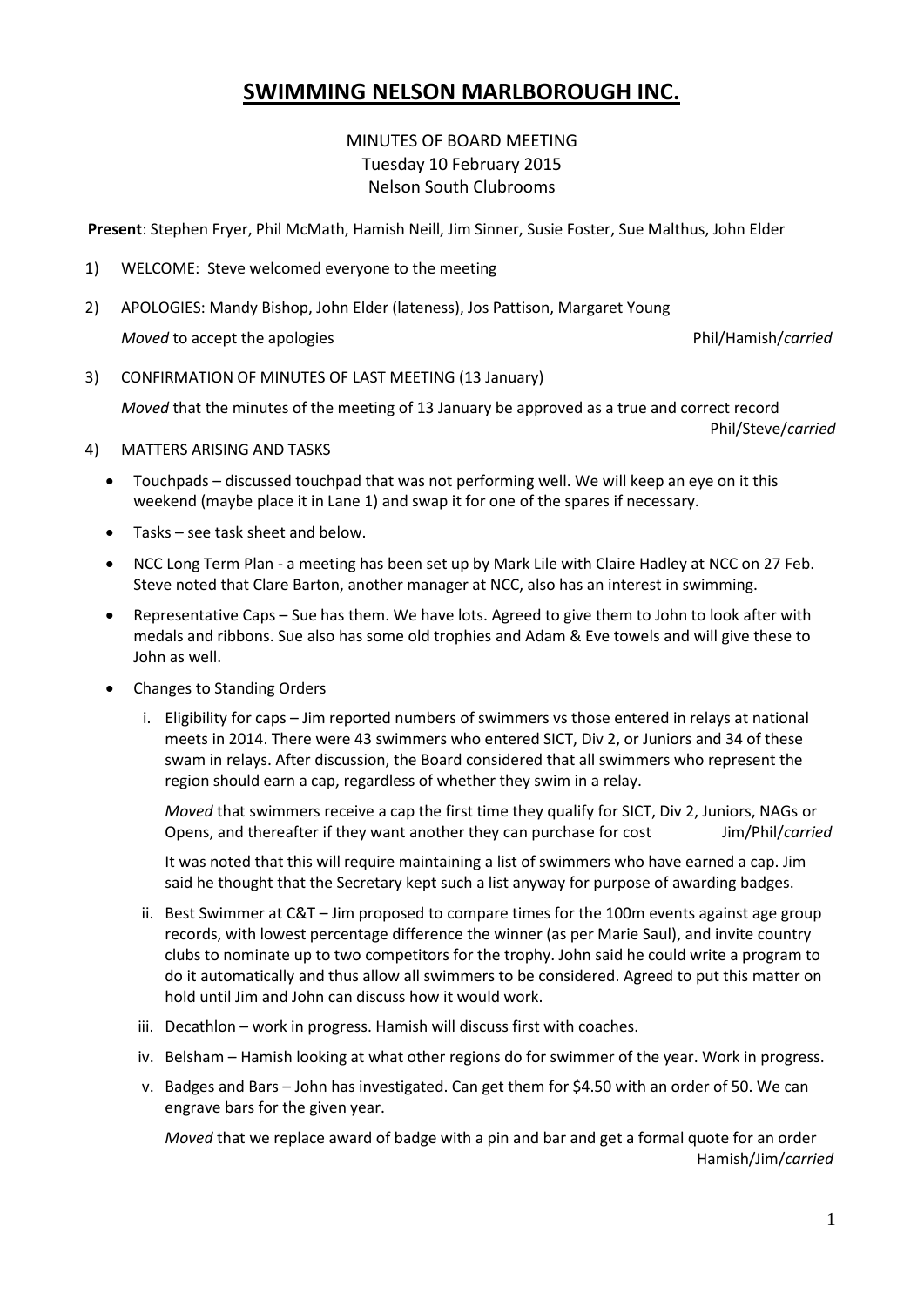# SWIMMING NELSON MARLBOROUGH INC.

MINUTES OF BOARD MEETING
Tuesday 10 February 2015
Nelson South Clubrooms

**Present**: Stephen Fryer, Phil McMath, Hamish Neill, Jim Sinner, Susie Foster, Sue Malthus, John Elder

1) WELCOME: Steve welcomed everyone to the meeting

2) APOLOGIES: Mandy Bishop, John Elder (lateness), Jos Pattison, Margaret Young

   *Moved* to accept the apologies Phil/Hamish/*carried*

3) CONFIRMATION OF MINUTES OF LAST MEETING (13 January)

   *Moved* that the minutes of the meeting of 13 January be approved as a true and correct record Phil/Steve/*carried*

4) MATTERS ARISING AND TASKS

   - Touchpads – discussed touchpad that was not performing well. We will keep an eye on it this weekend (maybe place it in Lane 1) and swap it for one of the spares if necessary.
   - Tasks – see task sheet and below.
   - NCC Long Term Plan - a meeting has been set up by Mark Lile with Claire Hadley at NCC on 27 Feb. Steve noted that Clare Barton, another manager at NCC, also has an interest in swimming.
   - Representative Caps – Sue has them. We have lots. Agreed to give them to John to look after with medals and ribbons. Sue also has some old trophies and Adam & Eve towels and will give these to John as well.
   - Changes to Standing Orders

     i. Eligibility for caps – Jim reported numbers of swimmers vs those entered in relays at national meets in 2014. There were 43 swimmers who entered SICT, Div 2, or Juniors and 34 of these swam in relays. After discussion, the Board considered that all swimmers who represent the region should earn a cap, regardless of whether they swim in a relay.

     *Moved* that swimmers receive a cap the first time they qualify for SICT, Div 2, Juniors, NAGs or Opens, and thereafter if they want another they can purchase for cost Jim/Phil/*carried*

     It was noted that this will require maintaining a list of swimmers who have earned a cap. Jim said he thought that the Secretary kept such a list anyway for purpose of awarding badges.

     ii. Best Swimmer at C&T – Jim proposed to compare times for the 100m events against age group records, with lowest percentage difference the winner (as per Marie Saul), and invite country clubs to nominate up to two competitors for the trophy. John said he could write a program to do it automatically and thus allow all swimmers to be considered. Agreed to put this matter on hold until Jim and John can discuss how it would work.

     iii. Decathlon – work in progress. Hamish will discuss first with coaches.

     iv. Belsham – Hamish looking at what other regions do for swimmer of the year. Work in progress.

     v. Badges and Bars – John has investigated. Can get them for $4.50 with an order of 50. We can engrave bars for the given year.

     *Moved* that we replace award of badge with a pin and bar and get a formal quote for an order Hamish/Jim/*carried*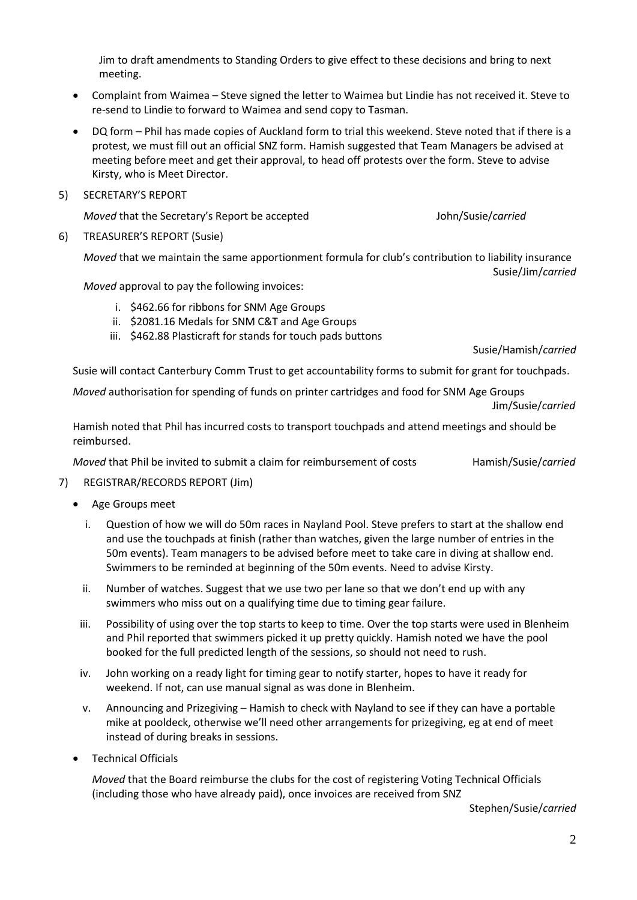Jim to draft amendments to Standing Orders to give effect to these decisions and bring to next meeting.

- Complaint from Waimea – Steve signed the letter to Waimea but Lindie has not received it. Steve to re-send to Lindie to forward to Waimea and send copy to Tasman.
- DQ form – Phil has made copies of Auckland form to trial this weekend. Steve noted that if there is a protest, we must fill out an official SNZ form. Hamish suggested that Team Managers be advised at meeting before meet and get their approval, to head off protests over the form. Steve to advise Kirsty, who is Meet Director.

5) SECRETARY'S REPORT

*Moved* that the Secretary's Report be accepted — John/Susie/*carried*

6) TREASURER'S REPORT (Susie)

*Moved* that we maintain the same apportionment formula for club's contribution to liability insurance — Susie/Jim/*carried*

*Moved* approval to pay the following invoices:

i. $462.66 for ribbons for SNM Age Groups
ii. $2081.16 Medals for SNM C&T and Age Groups
iii. $462.88 Plasticraft for stands for touch pads buttons

Susie/Hamish/*carried*

Susie will contact Canterbury Comm Trust to get accountability forms to submit for grant for touchpads.

*Moved* authorisation for spending of funds on printer cartridges and food for SNM Age Groups — Jim/Susie/*carried*

Hamish noted that Phil has incurred costs to transport touchpads and attend meetings and should be reimbursed.

*Moved* that Phil be invited to submit a claim for reimbursement of costs — Hamish/Susie/*carried*

7) REGISTRAR/RECORDS REPORT (Jim)

- Age Groups meet

   i. Question of how we will do 50m races in Nayland Pool. Steve prefers to start at the shallow end and use the touchpads at finish (rather than watches, given the large number of entries in the 50m events). Team managers to be advised before meet to take care in diving at shallow end. Swimmers to be reminded at beginning of the 50m events. Need to advise Kirsty.

   ii. Number of watches. Suggest that we use two per lane so that we don't end up with any swimmers who miss out on a qualifying time due to timing gear failure.

   iii. Possibility of using over the top starts to keep to time. Over the top starts were used in Blenheim and Phil reported that swimmers picked it up pretty quickly. Hamish noted we have the pool booked for the full predicted length of the sessions, so should not need to rush.

   iv. John working on a ready light for timing gear to notify starter, hopes to have it ready for weekend. If not, can use manual signal as was done in Blenheim.

   v. Announcing and Prizegiving – Hamish to check with Nayland to see if they can have a portable mike at pooldeck, otherwise we'll need other arrangements for prizegiving, eg at end of meet instead of during breaks in sessions.

- Technical Officials

   *Moved* that the Board reimburse the clubs for the cost of registering Voting Technical Officials (including those who have already paid), once invoices are received from SNZ

   Stephen/Susie/*carried*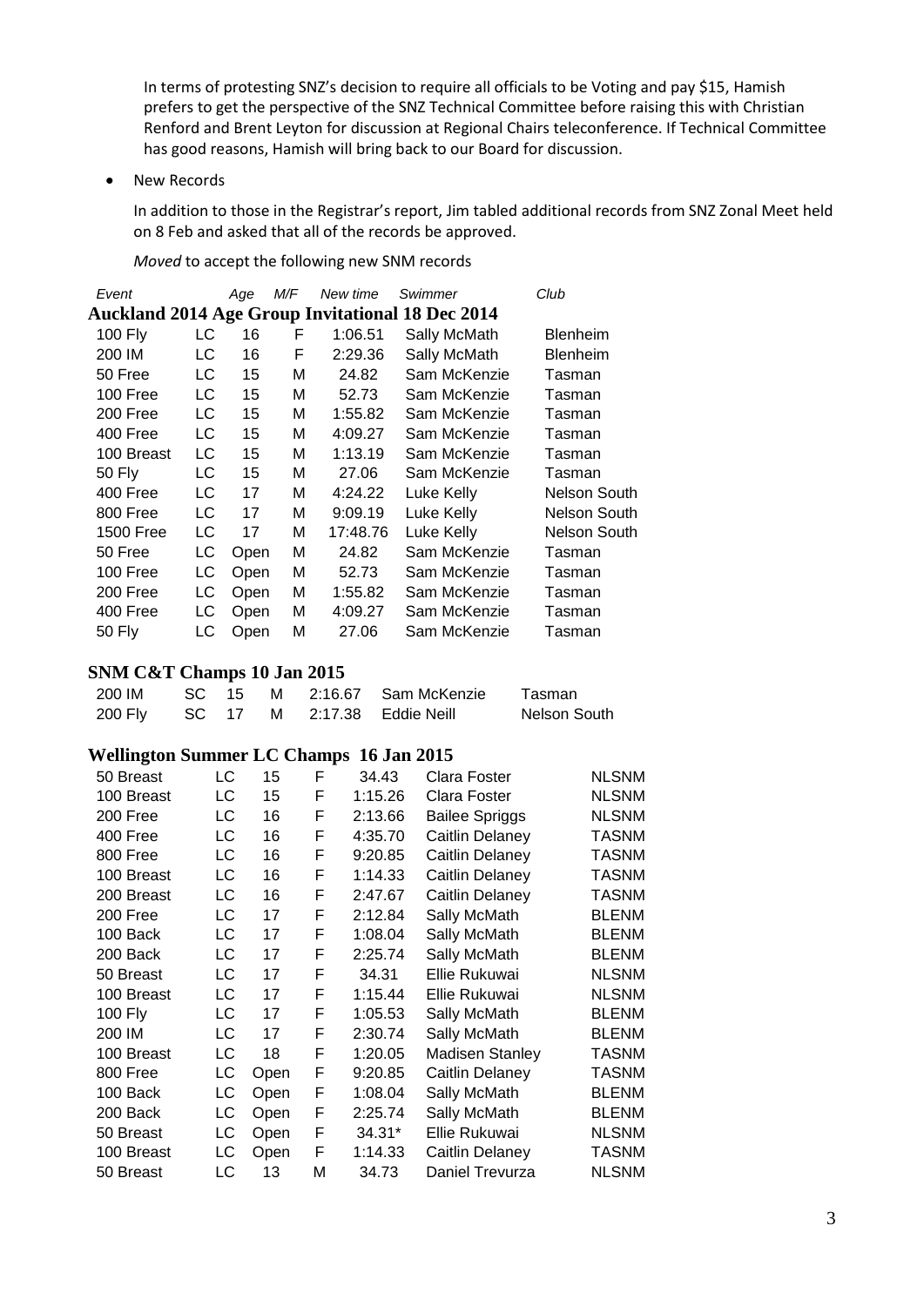In terms of protesting SNZ's decision to require all officials to be Voting and pay $15, Hamish prefers to get the perspective of the SNZ Technical Committee before raising this with Christian Renford and Brent Leyton for discussion at Regional Chairs teleconference. If Technical Committee has good reasons, Hamish will bring back to our Board for discussion.

- New Records

  In addition to those in the Registrar's report, Jim tabled additional records from SNZ Zonal Meet held on 8 Feb and asked that all of the records be approved.

  *Moved* to accept the following new SNM records

| *Event* | | *Age* | *M/F* | *New time* | *Swimmer* | *Club* |
|---|---|---|---|---|---|---|
| **Auckland 2014 Age Group Invitational 18 Dec 2014** | | | | | | |
| 100 Fly | LC | 16 | F | 1:06.51 | Sally McMath | Blenheim |
| 200 IM | LC | 16 | F | 2:29.36 | Sally McMath | Blenheim |
| 50 Free | LC | 15 | M | 24.82 | Sam McKenzie | Tasman |
| 100 Free | LC | 15 | M | 52.73 | Sam McKenzie | Tasman |
| 200 Free | LC | 15 | M | 1:55.82 | Sam McKenzie | Tasman |
| 400 Free | LC | 15 | M | 4:09.27 | Sam McKenzie | Tasman |
| 100 Breast | LC | 15 | M | 1:13.19 | Sam McKenzie | Tasman |
| 50 Fly | LC | 15 | M | 27.06 | Sam McKenzie | Tasman |
| 400 Free | LC | 17 | M | 4:24.22 | Luke Kelly | Nelson South |
| 800 Free | LC | 17 | M | 9:09.19 | Luke Kelly | Nelson South |
| 1500 Free | LC | 17 | M | 17:48.76 | Luke Kelly | Nelson South |
| 50 Free | LC | Open | M | 24.82 | Sam McKenzie | Tasman |
| 100 Free | LC | Open | M | 52.73 | Sam McKenzie | Tasman |
| 200 Free | LC | Open | M | 1:55.82 | Sam McKenzie | Tasman |
| 400 Free | LC | Open | M | 4:09.27 | Sam McKenzie | Tasman |
| 50 Fly | LC | Open | M | 27.06 | Sam McKenzie | Tasman |
| **SNM C&T Champs 10 Jan 2015** | | | | | | |
| 200 IM | SC | 15 | M | 2:16.67 | Sam McKenzie | Tasman |
| 200 Fly | SC | 17 | M | 2:17.38 | Eddie Neill | Nelson South |
| **Wellington Summer LC Champs 16 Jan 2015** | | | | | | |
| 50 Breast | LC | 15 | F | 34.43 | Clara Foster | NLSNM |
| 100 Breast | LC | 15 | F | 1:15.26 | Clara Foster | NLSNM |
| 200 Free | LC | 16 | F | 2:13.66 | Bailee Spriggs | NLSNM |
| 400 Free | LC | 16 | F | 4:35.70 | Caitlin Delaney | TASNM |
| 800 Free | LC | 16 | F | 9:20.85 | Caitlin Delaney | TASNM |
| 100 Breast | LC | 16 | F | 1:14.33 | Caitlin Delaney | TASNM |
| 200 Breast | LC | 16 | F | 2:47.67 | Caitlin Delaney | TASNM |
| 200 Free | LC | 17 | F | 2:12.84 | Sally McMath | BLENM |
| 100 Back | LC | 17 | F | 1:08.04 | Sally McMath | BLENM |
| 200 Back | LC | 17 | F | 2:25.74 | Sally McMath | BLENM |
| 50 Breast | LC | 17 | F | 34.31 | Ellie Rukuwai | NLSNM |
| 100 Breast | LC | 17 | F | 1:15.44 | Ellie Rukuwai | NLSNM |
| 100 Fly | LC | 17 | F | 1:05.53 | Sally McMath | BLENM |
| 200 IM | LC | 17 | F | 2:30.74 | Sally McMath | BLENM |
| 100 Breast | LC | 18 | F | 1:20.05 | Madisen Stanley | TASNM |
| 800 Free | LC | Open | F | 9:20.85 | Caitlin Delaney | TASNM |
| 100 Back | LC | Open | F | 1:08.04 | Sally McMath | BLENM |
| 200 Back | LC | Open | F | 2:25.74 | Sally McMath | BLENM |
| 50 Breast | LC | Open | F | 34.31* | Ellie Rukuwai | NLSNM |
| 100 Breast | LC | Open | F | 1:14.33 | Caitlin Delaney | TASNM |
| 50 Breast | LC | 13 | M | 34.73 | Daniel Trevurza | NLSNM |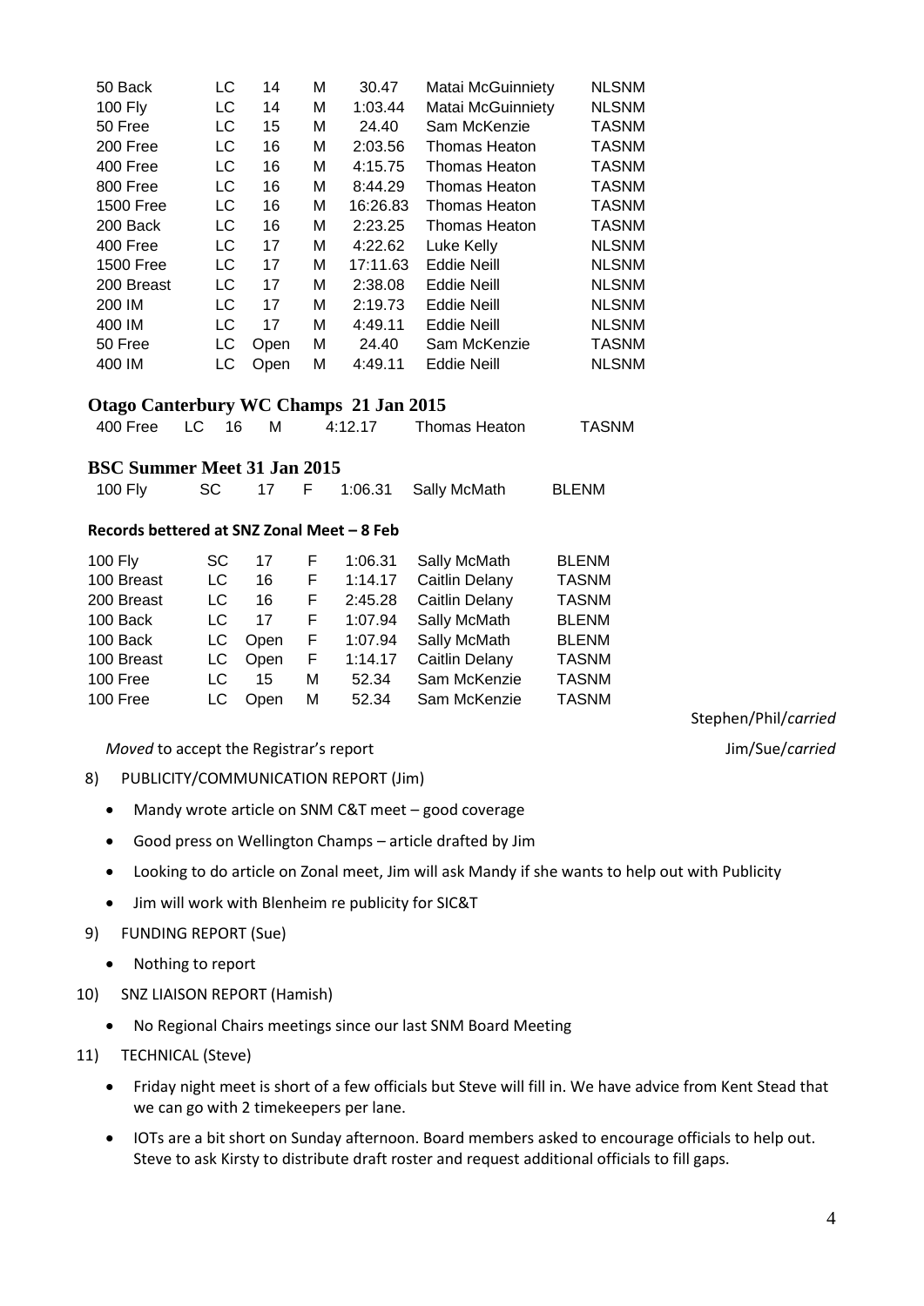| | | | | | | |
|---|---|---|---|---|---|---|
| 50 Back | LC | 14 | M | 30.47 | Matai McGuinniety | NLSNM |
| 100 Fly | LC | 14 | M | 1:03.44 | Matai McGuinniety | NLSNM |
| 50 Free | LC | 15 | M | 24.40 | Sam McKenzie | TASNM |
| 200 Free | LC | 16 | M | 2:03.56 | Thomas Heaton | TASNM |
| 400 Free | LC | 16 | M | 4:15.75 | Thomas Heaton | TASNM |
| 800 Free | LC | 16 | M | 8:44.29 | Thomas Heaton | TASNM |
| 1500 Free | LC | 16 | M | 16:26.83 | Thomas Heaton | TASNM |
| 200 Back | LC | 16 | M | 2:23.25 | Thomas Heaton | TASNM |
| 400 Free | LC | 17 | M | 4:22.62 | Luke Kelly | NLSNM |
| 1500 Free | LC | 17 | M | 17:11.63 | Eddie Neill | NLSNM |
| 200 Breast | LC | 17 | M | 2:38.08 | Eddie Neill | NLSNM |
| 200 IM | LC | 17 | M | 2:19.73 | Eddie Neill | NLSNM |
| 400 IM | LC | 17 | M | 4:49.11 | Eddie Neill | NLSNM |
| 50 Free | LC | Open | M | 24.40 | Sam McKenzie | TASNM |
| 400 IM | LC | Open | M | 4:49.11 | Eddie Neill | NLSNM |

### Otago Canterbury WC Champs 21 Jan 2015

| | | | | | | |
|---|---|---|---|---|---|---|
| 400 Free | LC | 16 | M | 4:12.17 | Thomas Heaton | TASNM |

### BSC Summer Meet 31 Jan 2015

| | | | | | | |
|---|---|---|---|---|---|---|
| 100 Fly | SC | 17 | F | 1:06.31 | Sally McMath | BLENM |

**Records bettered at SNZ Zonal Meet – 8 Feb**

| | | | | | | |
|---|---|---|---|---|---|---|
| 100 Fly | SC | 17 | F | 1:06.31 | Sally McMath | BLENM |
| 100 Breast | LC | 16 | F | 1:14.17 | Caitlin Delany | TASNM |
| 200 Breast | LC | 16 | F | 2:45.28 | Caitlin Delany | TASNM |
| 100 Back | LC | 17 | F | 1:07.94 | Sally McMath | BLENM |
| 100 Back | LC | Open | F | 1:07.94 | Sally McMath | BLENM |
| 100 Breast | LC | Open | F | 1:14.17 | Caitlin Delany | TASNM |
| 100 Free | LC | 15 | M | 52.34 | Sam McKenzie | TASNM |
| 100 Free | LC | Open | M | 52.34 | Sam McKenzie | TASNM |

Stephen/Phil/*carried*

*Moved* to accept the Registrar's report — Jim/Sue/*carried*

8) PUBLICITY/COMMUNICATION REPORT (Jim)

- Mandy wrote article on SNM C&T meet – good coverage
- Good press on Wellington Champs – article drafted by Jim
- Looking to do article on Zonal meet, Jim will ask Mandy if she wants to help out with Publicity
- Jim will work with Blenheim re publicity for SIC&T

9) FUNDING REPORT (Sue)

- Nothing to report

10) SNZ LIAISON REPORT (Hamish)

- No Regional Chairs meetings since our last SNM Board Meeting

11) TECHNICAL (Steve)

- Friday night meet is short of a few officials but Steve will fill in. We have advice from Kent Stead that we can go with 2 timekeepers per lane.
- IOTs are a bit short on Sunday afternoon. Board members asked to encourage officials to help out. Steve to ask Kirsty to distribute draft roster and request additional officials to fill gaps.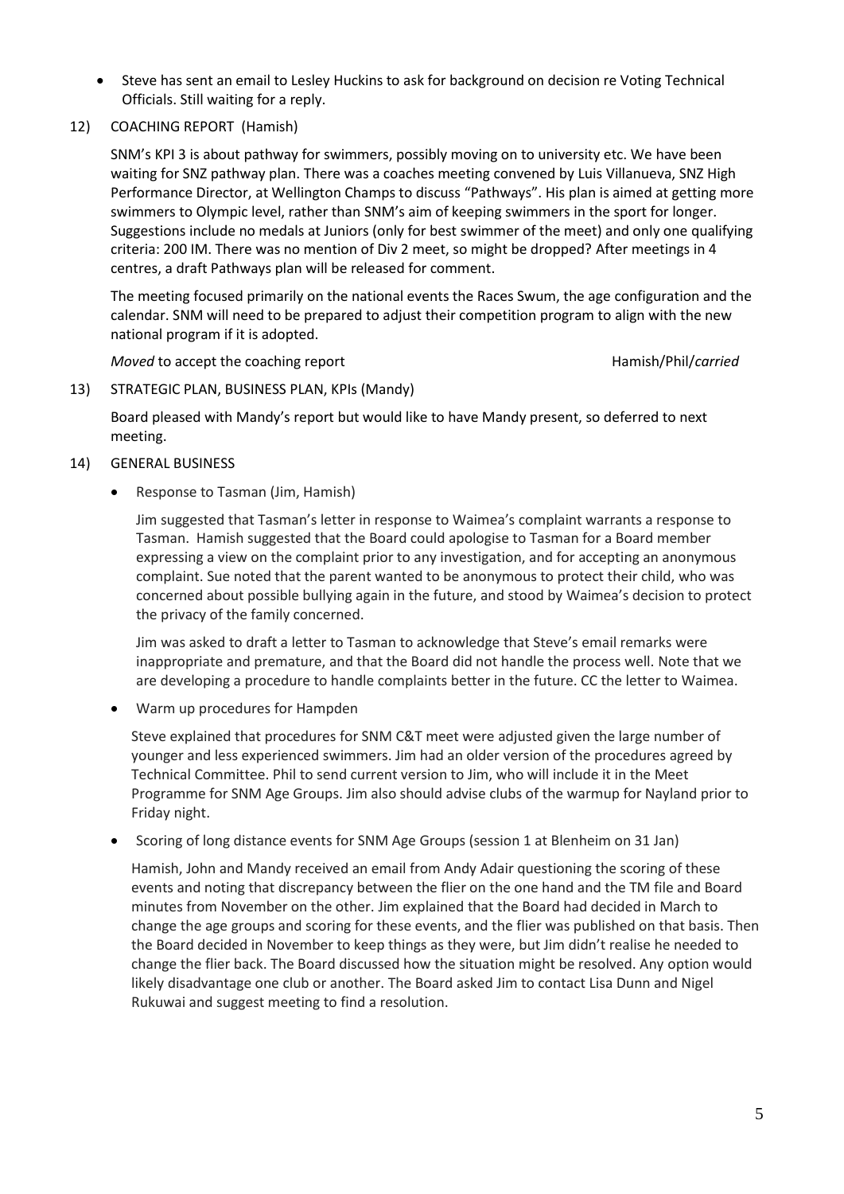- Steve has sent an email to Lesley Huckins to ask for background on decision re Voting Technical Officials. Still waiting for a reply.

12) COACHING REPORT (Hamish)

SNM's KPI 3 is about pathway for swimmers, possibly moving on to university etc. We have been waiting for SNZ pathway plan. There was a coaches meeting convened by Luis Villanueva, SNZ High Performance Director, at Wellington Champs to discuss "Pathways". His plan is aimed at getting more swimmers to Olympic level, rather than SNM's aim of keeping swimmers in the sport for longer. Suggestions include no medals at Juniors (only for best swimmer of the meet) and only one qualifying criteria: 200 IM. There was no mention of Div 2 meet, so might be dropped? After meetings in 4 centres, a draft Pathways plan will be released for comment.

The meeting focused primarily on the national events the Races Swum, the age configuration and the calendar. SNM will need to be prepared to adjust their competition program to align with the new national program if it is adopted.

*Moved* to accept the coaching report — Hamish/Phil/*carried*

13) STRATEGIC PLAN, BUSINESS PLAN, KPIs (Mandy)

Board pleased with Mandy's report but would like to have Mandy present, so deferred to next meeting.

14) GENERAL BUSINESS

- Response to Tasman (Jim, Hamish)

  Jim suggested that Tasman's letter in response to Waimea's complaint warrants a response to Tasman. Hamish suggested that the Board could apologise to Tasman for a Board member expressing a view on the complaint prior to any investigation, and for accepting an anonymous complaint. Sue noted that the parent wanted to be anonymous to protect their child, who was concerned about possible bullying again in the future, and stood by Waimea's decision to protect the privacy of the family concerned.

  Jim was asked to draft a letter to Tasman to acknowledge that Steve's email remarks were inappropriate and premature, and that the Board did not handle the process well. Note that we are developing a procedure to handle complaints better in the future. CC the letter to Waimea.

- Warm up procedures for Hampden

  Steve explained that procedures for SNM C&T meet were adjusted given the large number of younger and less experienced swimmers. Jim had an older version of the procedures agreed by Technical Committee. Phil to send current version to Jim, who will include it in the Meet Programme for SNM Age Groups. Jim also should advise clubs of the warmup for Nayland prior to Friday night.

- Scoring of long distance events for SNM Age Groups (session 1 at Blenheim on 31 Jan)

  Hamish, John and Mandy received an email from Andy Adair questioning the scoring of these events and noting that discrepancy between the flier on the one hand and the TM file and Board minutes from November on the other. Jim explained that the Board had decided in March to change the age groups and scoring for these events, and the flier was published on that basis. Then the Board decided in November to keep things as they were, but Jim didn't realise he needed to change the flier back. The Board discussed how the situation might be resolved. Any option would likely disadvantage one club or another. The Board asked Jim to contact Lisa Dunn and Nigel Rukuwai and suggest meeting to find a resolution.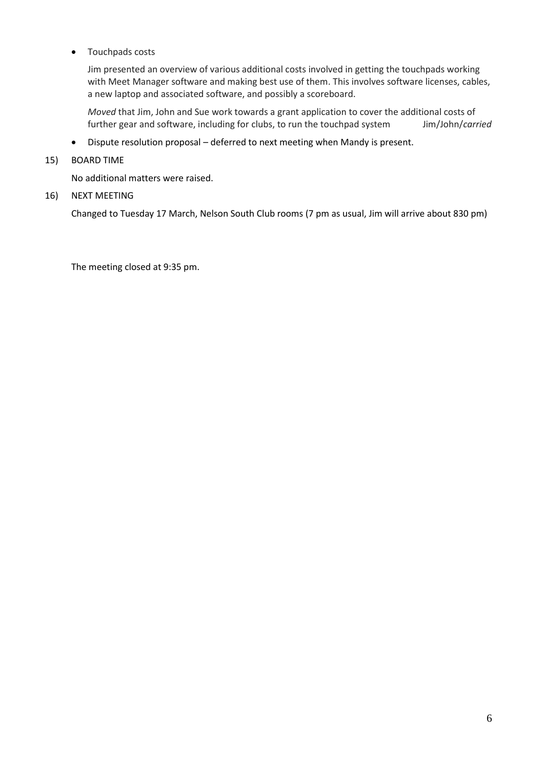- Touchpads costs

  Jim presented an overview of various additional costs involved in getting the touchpads working with Meet Manager software and making best use of them. This involves software licenses, cables, a new laptop and associated software, and possibly a scoreboard.

  *Moved* that Jim, John and Sue work towards a grant application to cover the additional costs of further gear and software, including for clubs, to run the touchpad system Jim/John/*carried*

- Dispute resolution proposal – deferred to next meeting when Mandy is present.

15) BOARD TIME

    No additional matters were raised.

16) NEXT MEETING

    Changed to Tuesday 17 March, Nelson South Club rooms (7 pm as usual, Jim will arrive about 830 pm)

The meeting closed at 9:35 pm.